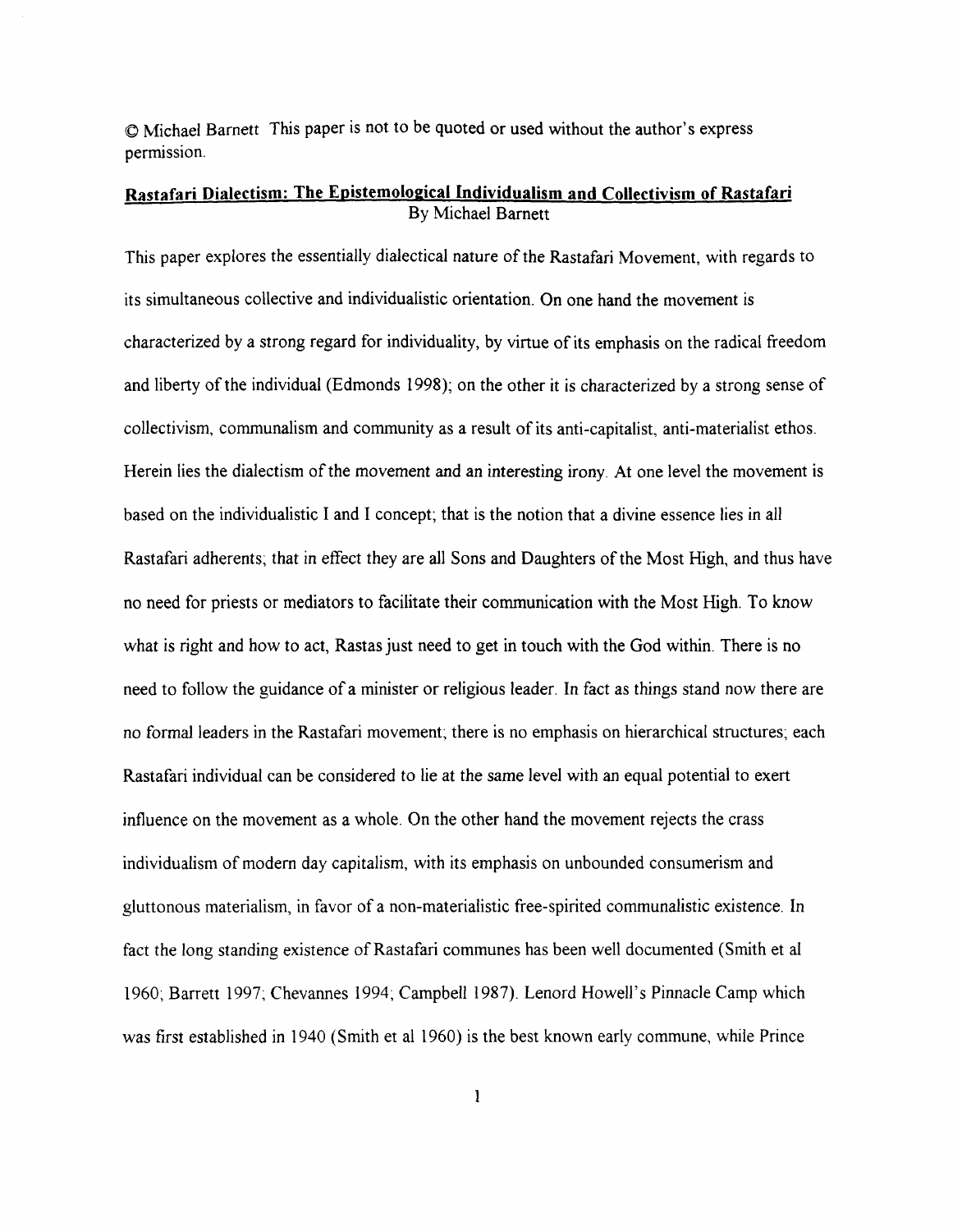© Michael Barnett This paper is not to be quoted or used without the author's express permission.

# Rastafari Dialectism: The Epistemological Individualism and Collectivism of Rastafari

By Michael Barnett

This paper explores the essentially dialectical nature of the Rastafari Movement, with regards to its simultaneous collective and individualistic orientation. On one hand the movement is characterized by a strong regard for individuality, by virtue of its emphasis on the radical freedom and liberty of the individual (Edmonds 1998); on the other it is characterized by a strong sense of collectivism, communalism and community as a result of its anti-capitalist, anti-materialist ethos. Herein lies the dialectism of the movement and an interesting irony. At one level the movement is based on the individualistic I and I concept; that is the notion that a divine essence lies in all Rastafari adherents; that in effect they are all Sons and Daughters of the Most High, and thus have no need for priests or mediators to facilitate their communication with the Most High. To know what is right and how to act, Rastas just need to get in touch with the God within. There is no need to follow the guidance of a minister or religious leader. In fact as things stand now there are no formal leaders in the Rastafari movement; there is no emphasis on hierarchical structures; each Rastafari individual can be considered to lie at the same level with an equal potential to exert influence on the movement as a whole. On the other hand the movement rejects the crass individualism of modern day capitalism, with its emphasis on unbounded consumerism and gluttonous materialism, in favor of a non-materialistic free-spirited communalistic existence. In fact the long standing existence of Rastafari communes has been well documented (Smith et al 1960; Barrett 1997; Chevannes 1994; Campbell 1987). Lenord Howell's Pinnacle Camp which was first established in 1940 (Smith et al 1960) is the best known early commune, while Prince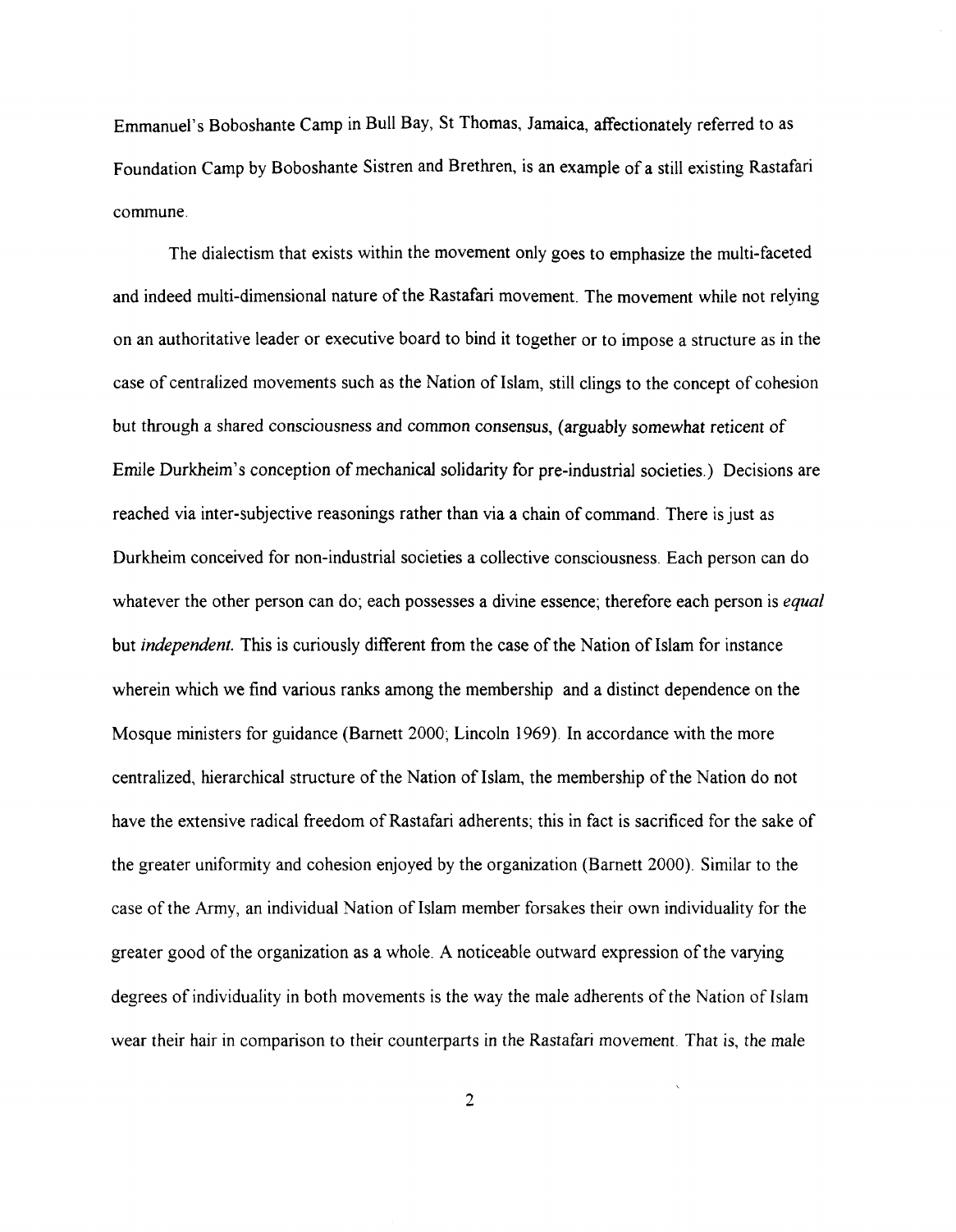Emmanuel's Boboshante Camp in Bull Bay, St Thomas, Jamaica, affectionately referred to as Foundation Camp by Boboshante Sistren and Brethren, is an example of a still existing Rastafari commune.

The dialectism that exists within the movement only goes to emphasize the multi-faceted and indeed multi-dimensional nature of the Rastafari movement. The movement while not relying on an authoritative leader or executive board to bind it together or to impose a structure as in the case of centralized movements such as the Nation of Islam, still clings to the concept of cohesion but through a shared consciousness and common consensus, (arguably somewhat reticent of Emile Durkheim's conception of mechanical solidarity for pre-industrial societies.) Decisions are reached via inter-subjective reasonings rather than via a chain of command. There is just as Durkheim conceived for non-industrial societies a collective consciousness. Each person can do whatever the other person can do; each possesses a divine essence; therefore each person is *equal* but *independent*. This is curiously different from the case of the Nation of Islam for instance wherein which we find various ranks among the membership and a distinct dependence on the Mosque ministers for guidance (Barnett 2000; Lincoln 1969). In accordance with the more centralized, hierarchical structure of the Nation of Islam, the membership of the Nation do not have the extensive radical freedom of Rastafari adherents; this in fact is sacrificed for the sake of the greater uniformity and cohesion enjoyed by the organization (Barnett 2000). Similar to the case of the Army, an individual Nation of Islam member forsakes their own individuality for the greater good of the organization as a whole. A noticeable outward expression of the varying degrees of individuality in both movements is the way the male adherents of the Nation of Islam wear their hair in comparison to their counterparts in the Rastafari movement. That is, the male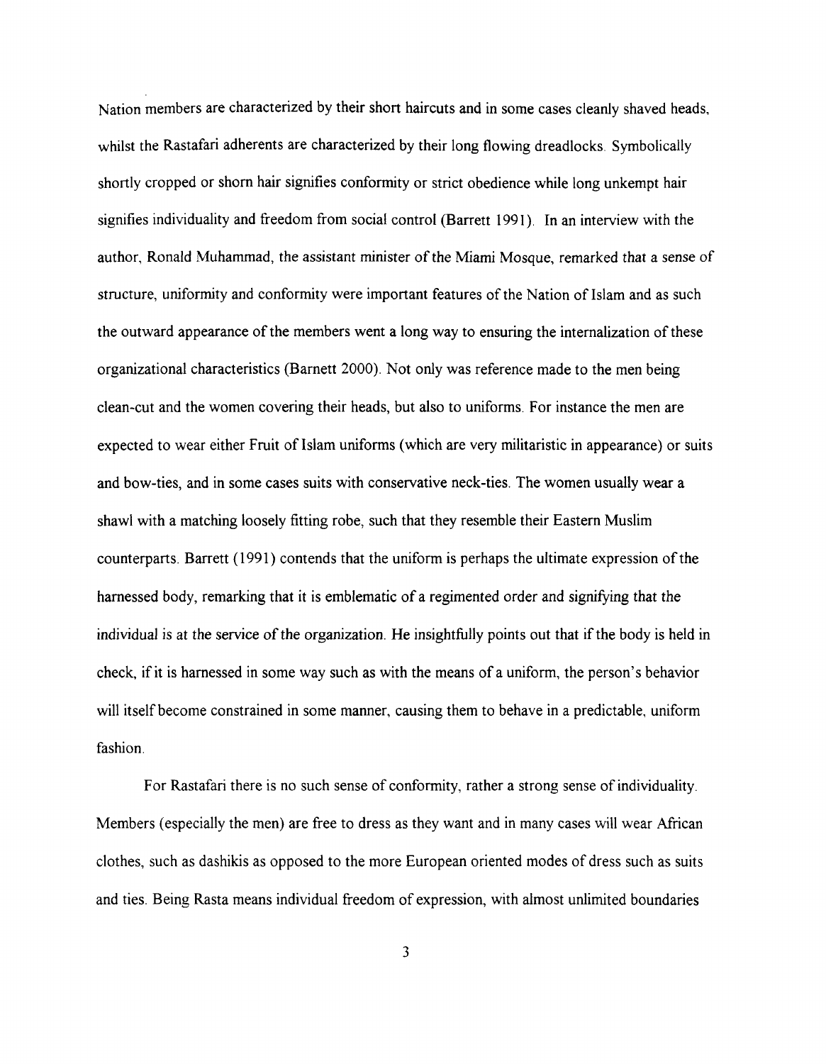Nation members are characterized by their short haircuts and in some cases cleanly shaved heads, whilst the Rastafari adherents are characterized by their long flowing dreadlocks. Symbolically shortly cropped or shorn hair signifies conformity or strict obedience while long unkempt hair signifies individuality and freedom from social control (Barrett 1991). In an interview with the author, Ronald Muhammad, the assistant minister of the Miami Mosque, remarked that a sense of structure, uniformity and conformity were important features of the Nation of Islam and as such the outward appearance of the members went a long way to ensuring the internalization of these organizational characteristics (Barnett 2000). Not only was reference made to the men being clean-cut and the women covering their heads, but also to uniforms. For instance the men are expected to wear either Fruit of Islam uniforms (which are very militaristic in appearance) or suits and bow-ties, and in some cases suits with conservative neck-ties. The women usually wear a shawl with a matching loosely fitting robe, such that they resemble their Eastern Muslim counterparts. Barrett (1991) contends that the uniform is perhaps the ultimate expression of the harnessed body, remarking that it is emblematic of a regimented order and signifying that the individual is at the service of the organization. He insightfully points out that if the body is held in check, if it is harnessed in some way such as with the means of a uniform, the person's behavior will itself become constrained in some manner, causing them to behave in a predictable, uniform fashion.

For Rastafari there is no such sense of conformity, rather a strong sense of individuality. Members (especially the men) are free to dress as they want and in many cases will wear African clothes, such as dashikis as opposed to the more European oriented modes of dress such as suits and ties. Being Rasta means individual freedom of expression, with almost unlimited boundaries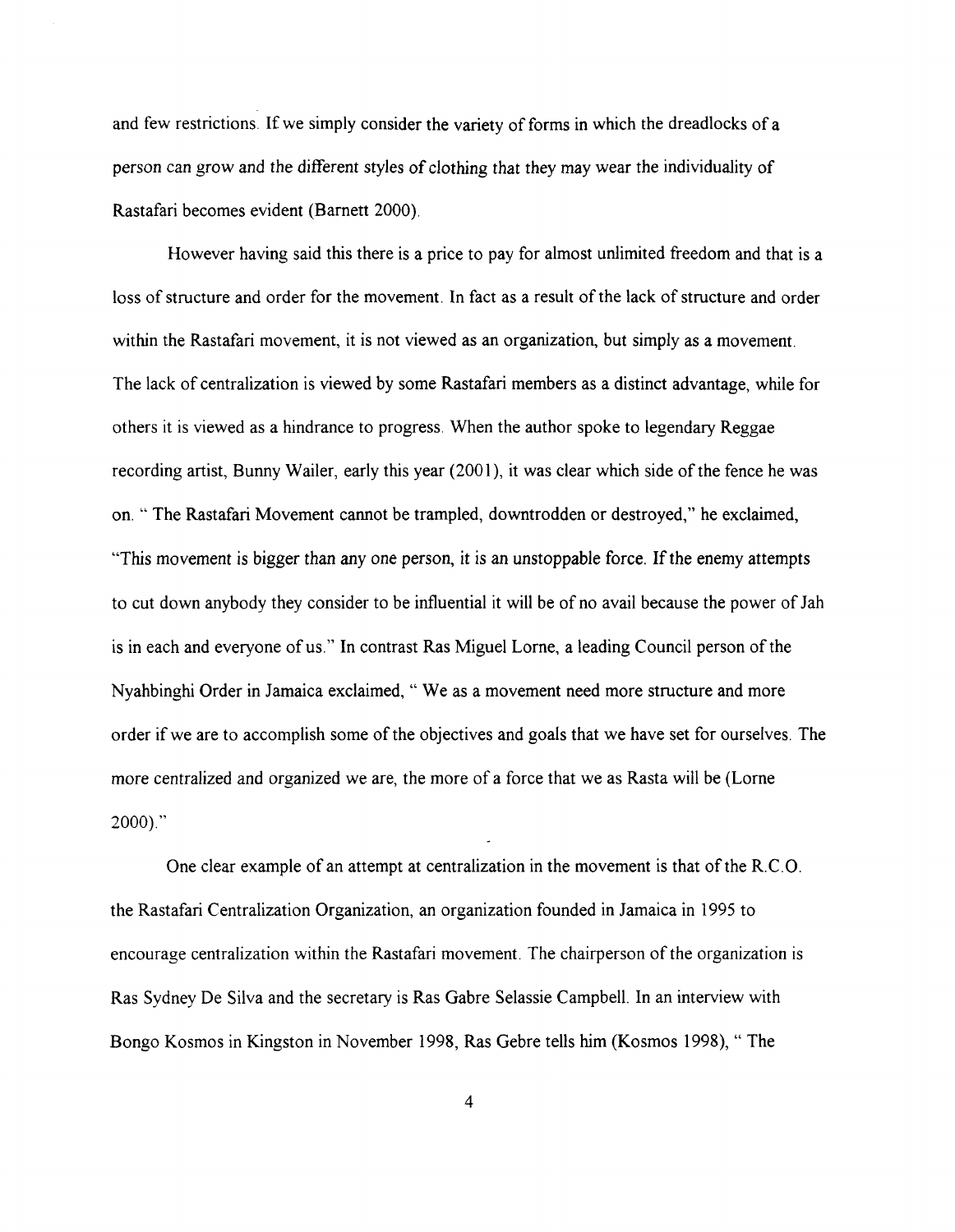and few restrictions. If we simply consider the variety of forms in which the dreadlocks of a person can grow and the different styles of clothing that they may wear the individuality of Rastafari becomes evident (Barnett 2000).

However having said this there is a price to pay for almost unlimited freedom and that is a loss of structure and order for the movement. In fact as a result of the lack of structure and order within the Rastafari movement, it is not viewed as an organization, but simply as a movement. The lack of centralization is viewed by some Rastafari members as a distinct advantage, while for others it is viewed as a hindrance to progress. When the author spoke to legendary Reggae recording artist, Bunny Wailer, early this year (2001), it was clear which side of the fence he was on. " The Rastafari Movement cannot be trampled, downtrodden or destroyed," he exclaimed, "This movement is bigger than any one person, it is an unstoppable force. If the enemy attempts to cut down anybody they consider to be influential it will be of no avail because the power of Jah is in each and everyone of us." In contrast Ras Miguel Lorne, a leading Council person of the Nyahbinghi Order in Jamaica exclaimed, " We as a movement need more structure and more order if we are to accomplish some of the objectives and goals that we have set for ourselves. The more centralized and organized we are, the more of a force that we as Rasta will be (Lorne 2000)."

One clear example of an attempt at centralization in the movement is that of the R.C.O. the Rastafari Centralization Organization, an organization founded in Jamaica in 1995 to encourage centralization within the Rastafari movement. The chairperson of the organization is Ras Sydney De Silva and the secretary is Ras Gabre Selassie Campbell. In an interview with Bongo Kosmos in Kingston in November 1998, Ras Gebre tells him (Kosmos 1998), " The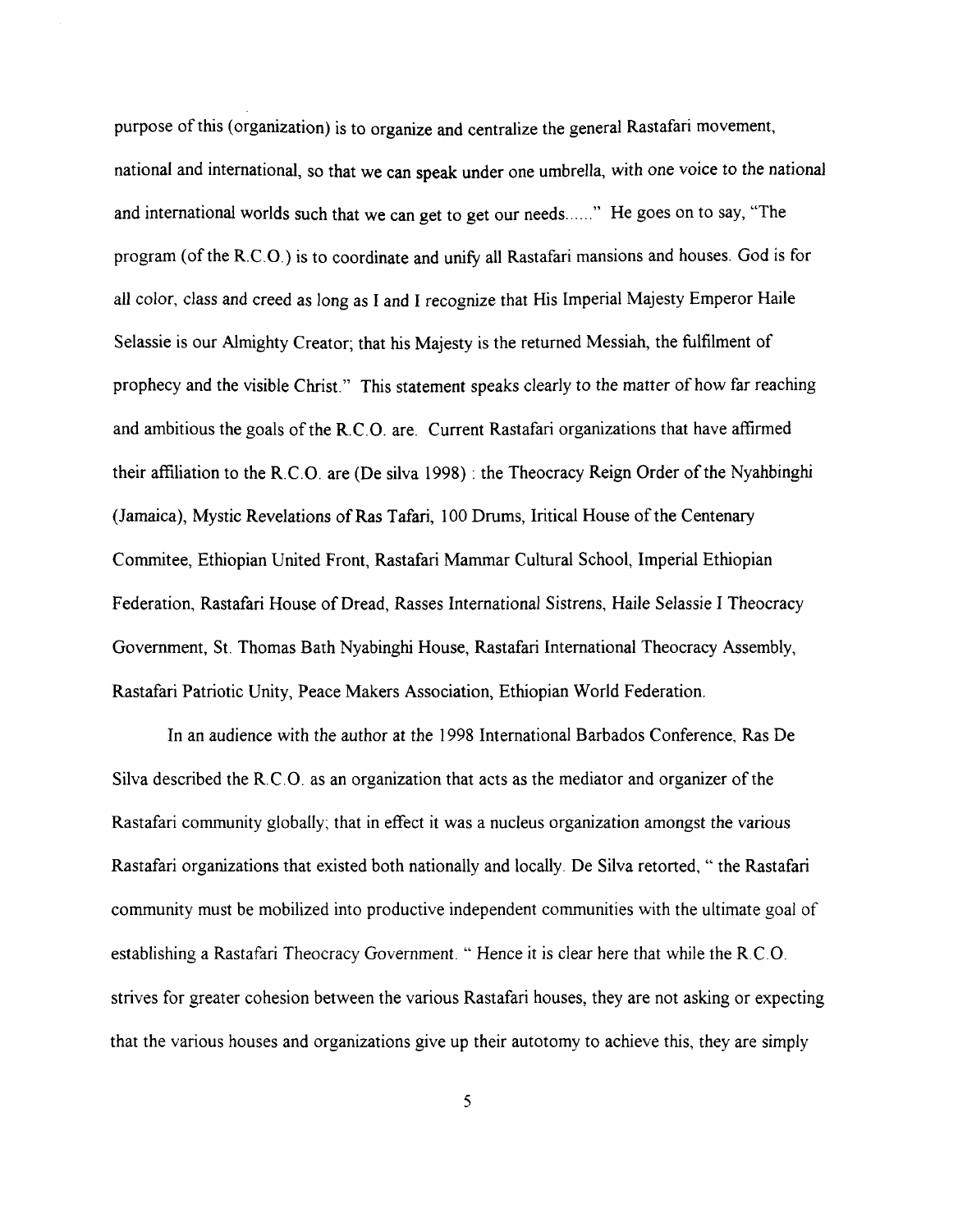purpose of this (organization) is to organize and centralize the general Rastafari movement, national and international, so that we can speak under one umbrella, with one voice to the national and international worlds such that we can get to get our needs......" He goes on to say, "The program (of the R.C.O.) is to coordinate and unify all Rastafari mansions and houses. God is for all color, class and creed as long as I and I recognize that His Imperial Majesty Emperor Haile Selassie is our Almighty Creator; that his Majesty is the returned Messiah, the fulfilment of prophecy and the visible Christ." This statement speaks clearly to the matter of how far reaching and ambitious the goals of the R.C.O. are. Current Rastafari organizations that have affirmed their affiliation to the R.C.O. are (De silva 1998) : the Theocracy Reign Order of the Nyahbinghi (Jamaica), Mystic Revelations of Ras Tafari, 100 Drums, Iritical House of the Centenary Commitee, Ethiopian United Front, Rastafari Mammar Cultural School, Imperial Ethiopian Federation, Rastafari House of Dread, Rasses International Sistrens, Haile Selassie I Theocracy Government, St. Thomas Bath Nyabinghi House, Rastafari International Theocracy Assembly, Rastafari Patriotic Unity, Peace Makers Association, Ethiopian World Federation.

In an audience with the author at the 1998 International Barbados Conference, Ras De Silva described the R.C.O. as an organization that acts as the mediator and organizer of the Rastafari community globally; that in effect it was a nucleus organization amongst the various Rastafari organizations that existed both nationally and locally. De Silva retorted, " the Rastafari community must be mobilized into productive independent communities with the ultimate goal of establishing a Rastafari Theocracy Government. " Hence it is clear here that while the R.C.O. strives for greater cohesion between the various Rastafari houses, they are not asking or expecting that the various houses and organizations give up their autotomy to achieve this, they are simply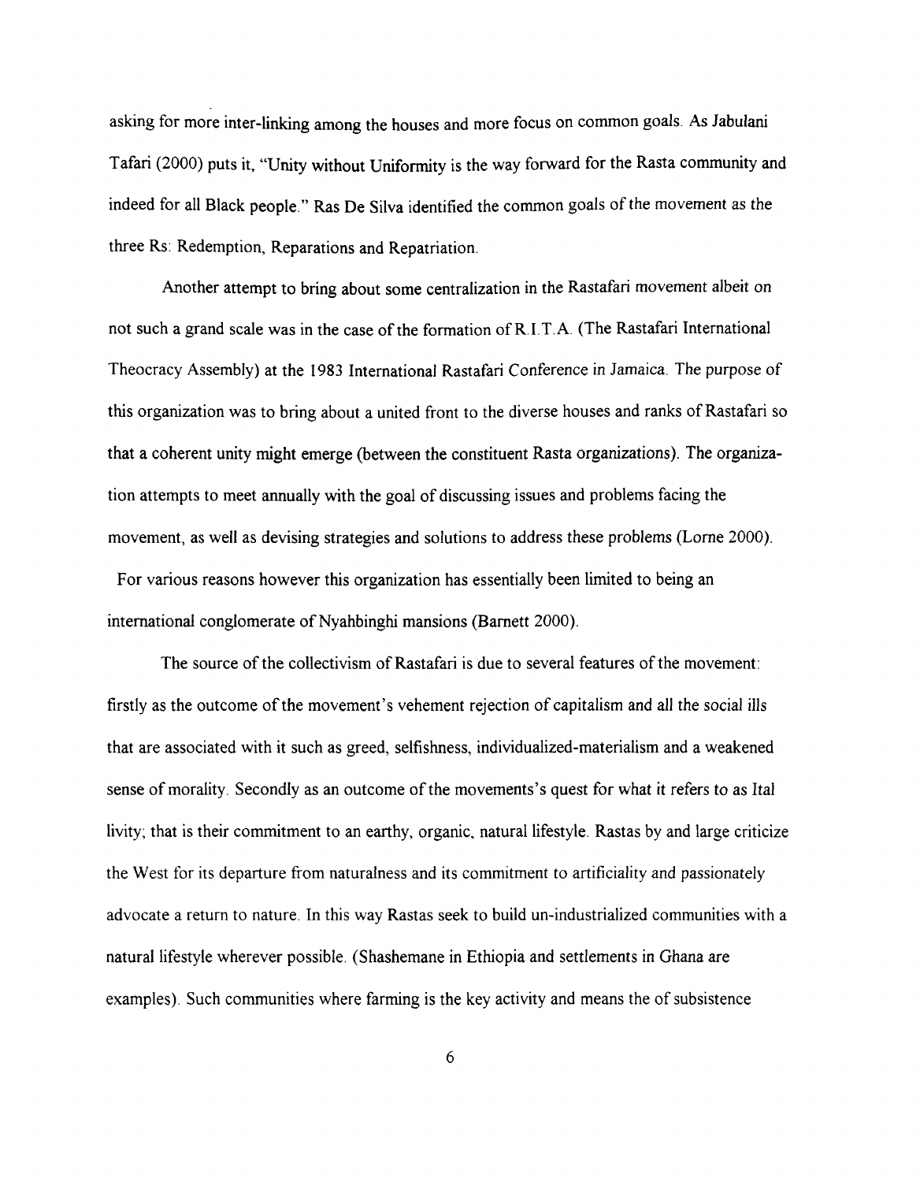asking for more inter-linking among the houses and more focus on common goals. As Jabulani Tafari (2000) puts it, "Unity without Uniformity is the way forward for the Rasta community and indeed for all Black people." Ras De Silva identified the common goals of the movement as the three Rs: Redemption, Reparations and Repatriation.

Another attempt to bring about some centralization in the Rastafari movement albeit on not such a grand scale was in the case of the formation of R.I.T.A. (The Rastafari International Theocracy Assembly) at the 1983 International Rastafari Conference in Jamaica. The purpose of this organization was to bring about a united front to the diverse houses and ranks of Rastafari so that a coherent unity might emerge (between the constituent Rasta organizations). The organization attempts to meet annually with the goal of discussing issues and problems facing the movement, as well as devising strategies and solutions to address these problems (Lorne 2000). For various reasons however this organization has essentially been limited to being an international conglomerate of Nyahbinghi mansions (Barnett 2000).

The source of the collectivism of Rastafari is due to several features of the movement: firstly as the outcome of the movement's vehement rejection of capitalism and all the social ills that are associated with it such as greed, selfishness, individualized-materialism and a weakened sense of morality. Secondly as an outcome of the movements's quest for what it refers to as Ital livity; that is their commitment to an earthy, organic, natural lifestyle. Rastas by and large criticize the West for its departure from naturalness and its commitment to artificiality and passionately advocate a return to nature. In this way Rastas seek to build un-industrialized communities with a natural lifestyle wherever possible. (Shashemane in Ethiopia and settlements in Ghana are examples). Such communities where farming is the key activity and means the of subsistence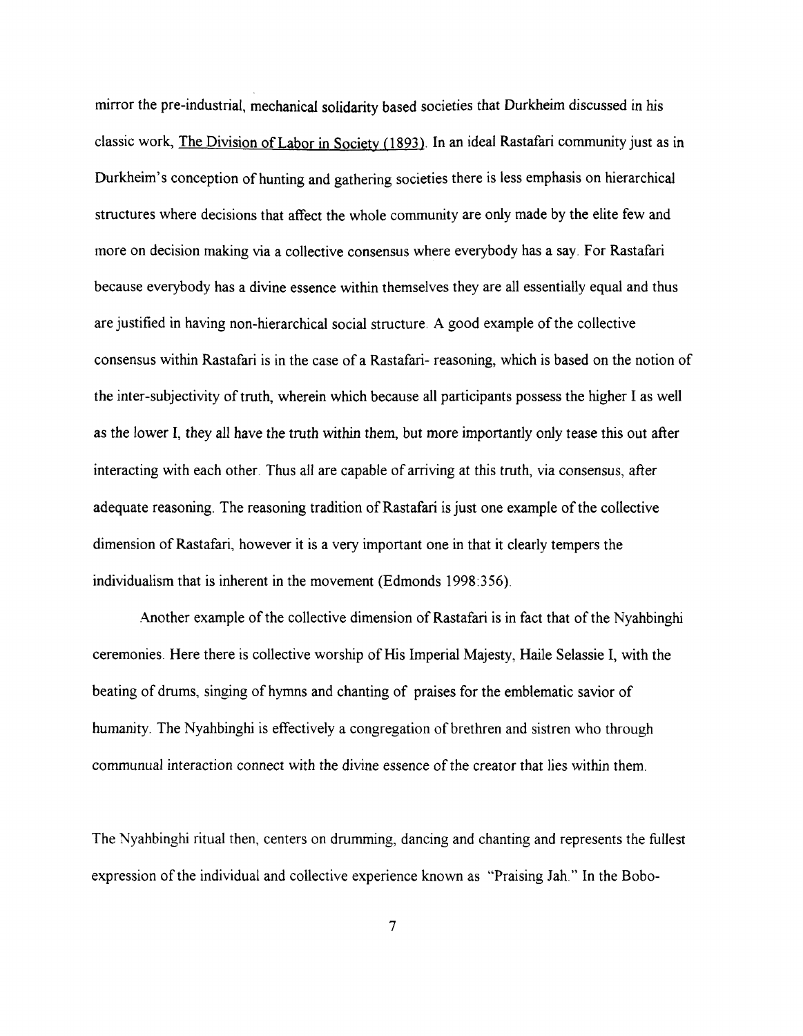mirror the pre-industrial, mechanical solidarity based societies that Durkheim discussed in his classic work, The Division of Labor in Society (1893). In an ideal Rastafari community just as in Durkheim's conception of hunting and gathering societies there is less emphasis on hierarchical structures where decisions that affect the whole community are only made by the elite few and more on decision making via a collective consensus where everybody has a say. For Rastafari because everybody has a divine essence within themselves they are all essentially equal and thus are justified in having non-hierarchical social structure. A good example of the collective consensus within Rastafari is in the case of a Rastafari- reasoning, which is based on the notion of the inter-subjectivity of truth, wherein which because all participants possess the higher I as well as the lower I, they all have the truth within them, but more importantly only tease this out after interacting with each other. Thus all are capable of arriving at this truth, via consensus, after adequate reasoning. The reasoning tradition of Rastafari is just one example of the collective dimension of Rastafari, however it is a very important one in that it clearly tempers the individualism that is inherent in the movement (Edmonds 1998:356).

Another example of the collective dimension of Rastafari is in fact that of the Nyahbinghi ceremonies. Here there is collective worship of His Imperial Majesty, Haile Selassie I, with the beating of drums, singing of hymns and chanting of praises for the emblematic savior of humanity. The Nyahbinghi is effectively a congregation of brethren and sistren who through communual interaction connect with the divine essence of the creator that lies within them.

The Nyahbinghi ritual then, centers on drumming, dancing and chanting and represents the fullest expression of the individual and collective experience known as "Praising Jah." In the Bobo-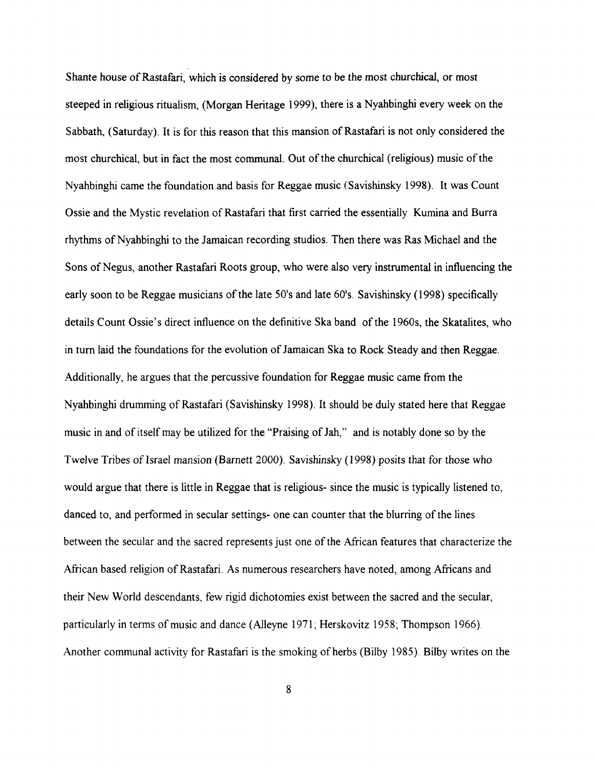Shante house of Rastafari, which is considered by some to be the most churchical, or most steeped in religious ritualism, (Morgan Heritage 1999), there is a Nyahbinghi every week on the Sabbath, (Saturday). It is for this reason that this mansion of Rastafari is not only considered the most churchical, but in fact the most communal. Out of the churchical (religious) music of the Nyahbinghi came the foundation and basis for Reggae music (Savishinsky 1998). It was Count Ossie and the Mystic revelation of Rastafari that first carried the essentially Kumina and Burra rhythms of Nyahbinghi to the Jamaican recording studios. Then there was Ras Michael and the Sons of Negus, another Rastafari Roots group, who were also very instrumental in influencing the early soon to be Reggae musicians of the late 50's and late 60's. Savishinsky (1998) specifically details Count Ossie's direct influence on the definitive Ska band of the 1960s, the Skatalites, who in turn laid the foundations for the evolution of Jamaican Ska to Rock Steady and then Reggae. Additionally, he argues that the percussive foundation for Reggae music came from the Nyahbinghi drumming of Rastafari (Savishinsky 1998). It should be duly stated here that Reggae music in and of itself may be utilized for the "Praising of Jah," and is notably done so by the Twelve Tribes of Israel mansion (Barnett 2000). Savishinsky (1998) posits that for those who would argue that there is little in Reggae that is religious- since the music is typically listened to, danced to, and performed in secular settings- one can counter that the blurring of the lines between the secular and the sacred represents just one of the African features that characterize the African based religion of Rastafari. As numerous researchers have noted, among Africans and their New World descendants, few rigid dichotomies exist between the sacred and the secular, particularly in terms of music and dance (Alleyne 1971; Herskovitz 1958; Thompson 1966). Another communal activity for Rastafari is the smoking of herbs (Bilby 1985). Bilby writes on the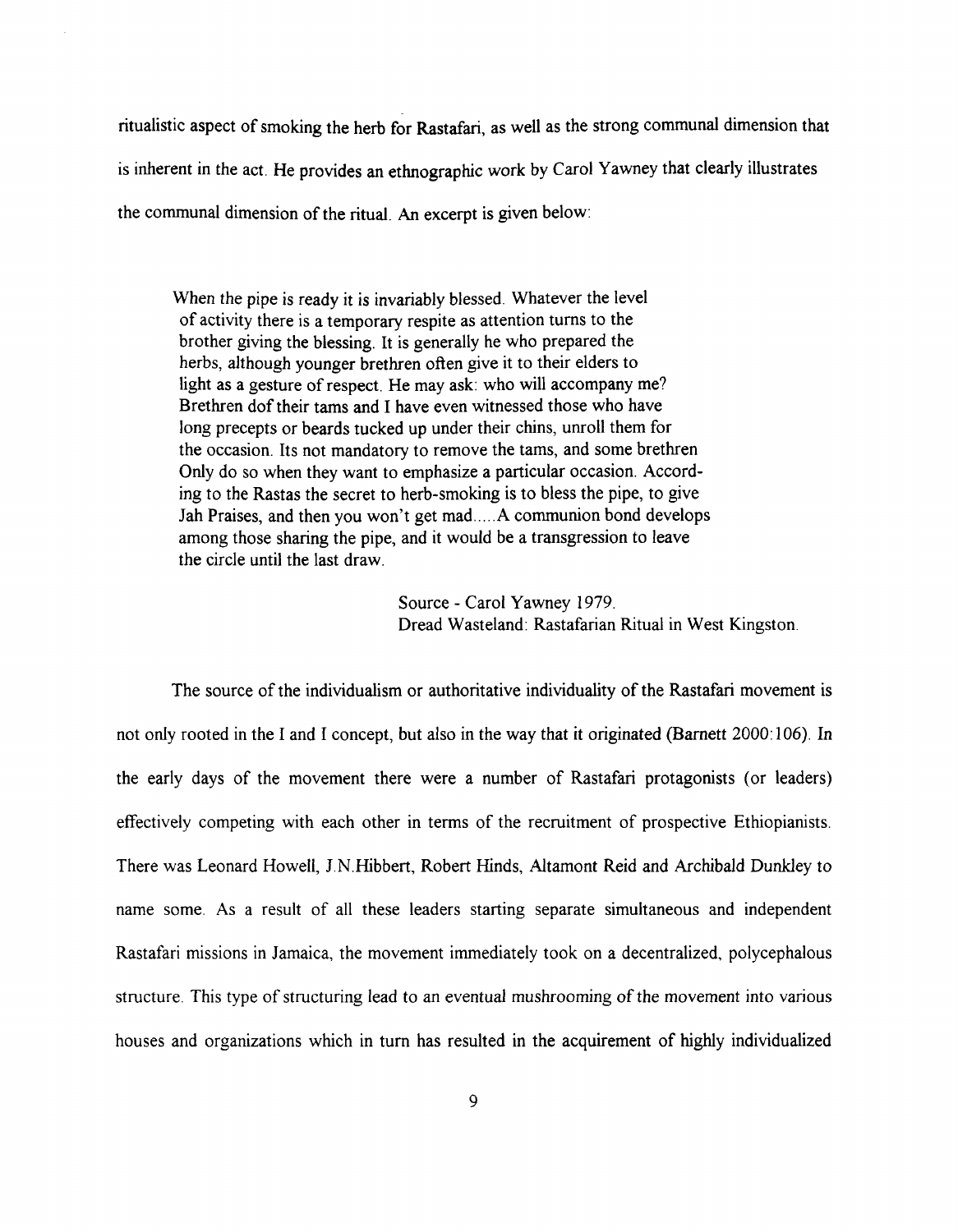ritualistic aspect of smoking the herb for Rastafari, as well as the strong communal dimension that is inherent in the act. He provides an ethnographic work by Carol Yawney that clearly illustrates the communal dimension of the ritual. An excerpt is given below:

> When the pipe is ready it is invariably blessed. Whatever the level of activity there is a temporary respite as attention turns to the brother giving the blessing. It is generally he who prepared the herbs, although younger brethren often give it to their elders to light as a gesture of respect. He may ask: who will accompany me? Brethren dof their tams and I have even witnessed those who have long precepts or beards tucked up under their chins, unroll them for the occasion. Its not mandatory to remove the tams, and some brethren Only do so when they want to emphasize a particular occasion. According to the Rastas the secret to herb-smoking is to bless the pipe, to give Jah Praises, and then you won't get mad.....A communion bond develops among those sharing the pipe, and it would be a transgression to leave the circle until the last draw.
>
> Source - Carol Yawney 1979.
> Dread Wasteland: Rastafarian Ritual in West Kingston.

The source of the individualism or authoritative individuality of the Rastafari movement is not only rooted in the I and I concept, but also in the way that it originated (Barnett 2000:106). In the early days of the movement there were a number of Rastafari protagonists (or leaders) effectively competing with each other in terms of the recruitment of prospective Ethiopianists. There was Leonard Howell, J.N.Hibbert, Robert Hinds, Altamont Reid and Archibald Dunkley to name some. As a result of all these leaders starting separate simultaneous and independent Rastafari missions in Jamaica, the movement immediately took on a decentralized, polycephalous structure. This type of structuring lead to an eventual mushrooming of the movement into various houses and organizations which in turn has resulted in the acquirement of highly individualized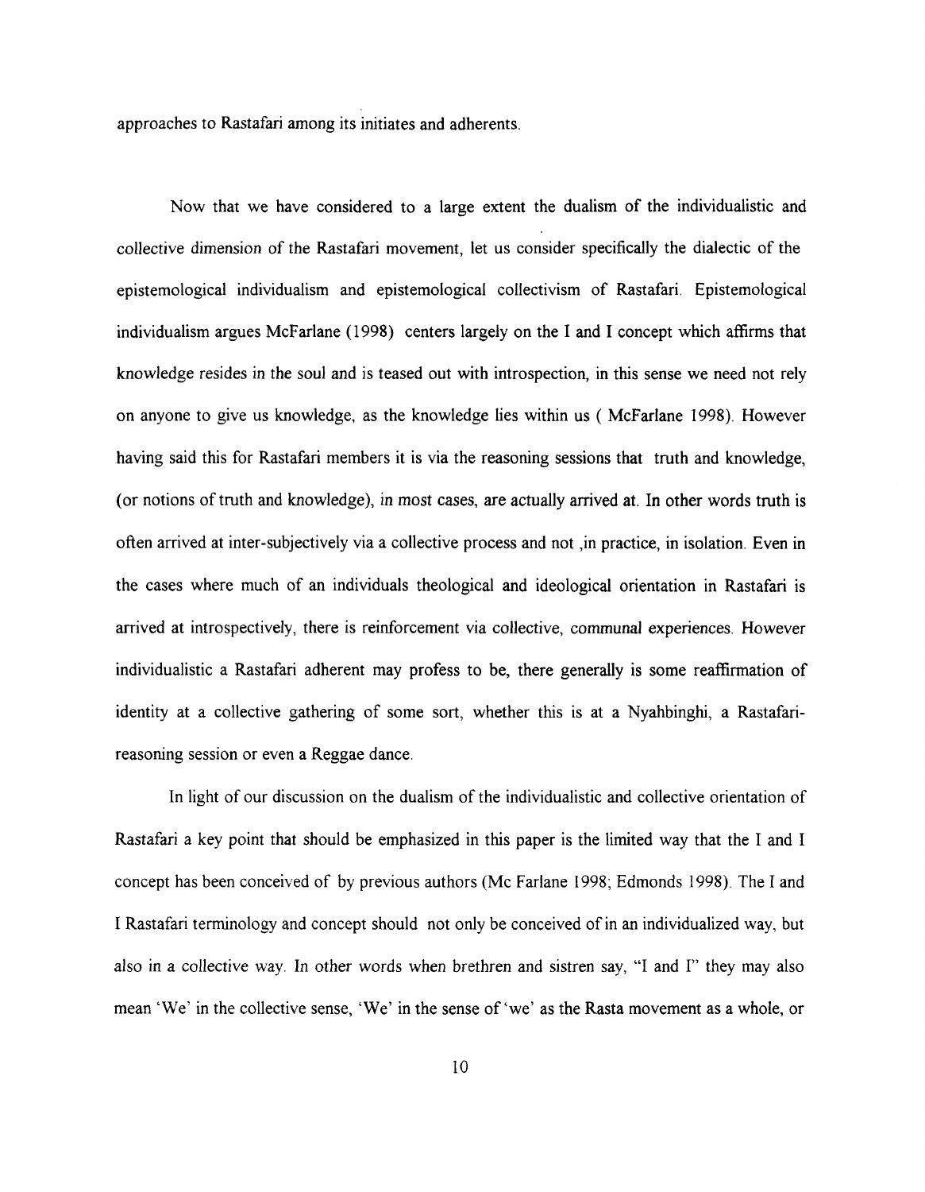approaches to Rastafari among its initiates and adherents.

Now that we have considered to a large extent the dualism of the individualistic and collective dimension of the Rastafari movement, let us consider specifically the dialectic of the epistemological individualism and epistemological collectivism of Rastafari. Epistemological individualism argues McFarlane (1998) centers largely on the I and I concept which affirms that knowledge resides in the soul and is teased out with introspection, in this sense we need not rely on anyone to give us knowledge, as the knowledge lies within us ( McFarlane 1998). However having said this for Rastafari members it is via the reasoning sessions that truth and knowledge, (or notions of truth and knowledge), in most cases, are actually arrived at. In other words truth is often arrived at inter-subjectively via a collective process and not ,in practice, in isolation. Even in the cases where much of an individuals theological and ideological orientation in Rastafari is arrived at introspectively, there is reinforcement via collective, communal experiences. However individualistic a Rastafari adherent may profess to be, there generally is some reaffirmation of identity at a collective gathering of some sort, whether this is at a Nyahbinghi, a Rastafari-reasoning session or even a Reggae dance.

In light of our discussion on the dualism of the individualistic and collective orientation of Rastafari a key point that should be emphasized in this paper is the limited way that the I and I concept has been conceived of by previous authors (Mc Farlane 1998; Edmonds 1998). The I and I Rastafari terminology and concept should not only be conceived of in an individualized way, but also in a collective way. In other words when brethren and sistren say, "I and I" they may also mean 'We' in the collective sense, 'We' in the sense of 'we' as the Rasta movement as a whole, or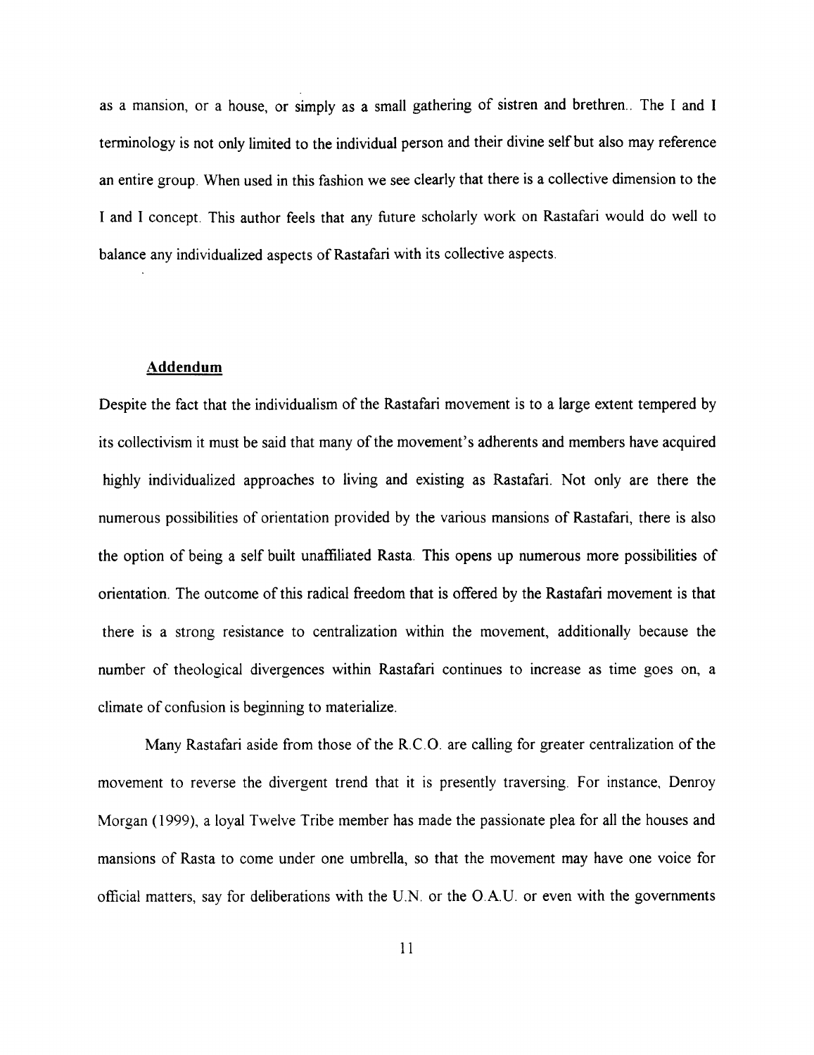as a mansion, or a house, or simply as a small gathering of sistren and brethren.. The I and I terminology is not only limited to the individual person and their divine self but also may reference an entire group. When used in this fashion we see clearly that there is a collective dimension to the I and I concept. This author feels that any future scholarly work on Rastafari would do well to balance any individualized aspects of Rastafari with its collective aspects.

## Addendum

Despite the fact that the individualism of the Rastafari movement is to a large extent tempered by its collectivism it must be said that many of the movement's adherents and members have acquired highly individualized approaches to living and existing as Rastafari. Not only are there the numerous possibilities of orientation provided by the various mansions of Rastafari, there is also the option of being a self built unaffiliated Rasta. This opens up numerous more possibilities of orientation. The outcome of this radical freedom that is offered by the Rastafari movement is that there is a strong resistance to centralization within the movement, additionally because the number of theological divergences within Rastafari continues to increase as time goes on, a climate of confusion is beginning to materialize.

Many Rastafari aside from those of the R.C.O. are calling for greater centralization of the movement to reverse the divergent trend that it is presently traversing. For instance, Denroy Morgan (1999), a loyal Twelve Tribe member has made the passionate plea for all the houses and mansions of Rasta to come under one umbrella, so that the movement may have one voice for official matters, say for deliberations with the U.N. or the O.A.U. or even with the governments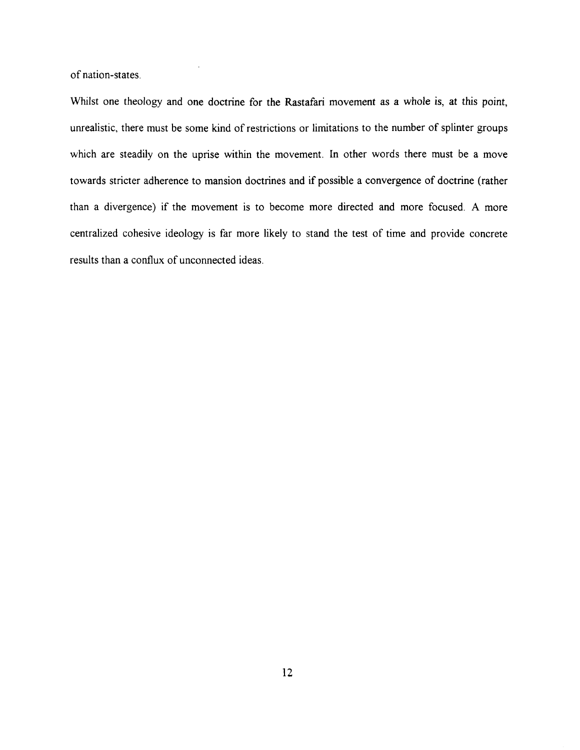of nation-states.

Whilst one theology and one doctrine for the Rastafari movement as a whole is, at this point, unrealistic, there must be some kind of restrictions or limitations to the number of splinter groups which are steadily on the uprise within the movement. In other words there must be a move towards stricter adherence to mansion doctrines and if possible a convergence of doctrine (rather than a divergence) if the movement is to become more directed and more focused. A more centralized cohesive ideology is far more likely to stand the test of time and provide concrete results than a conflux of unconnected ideas.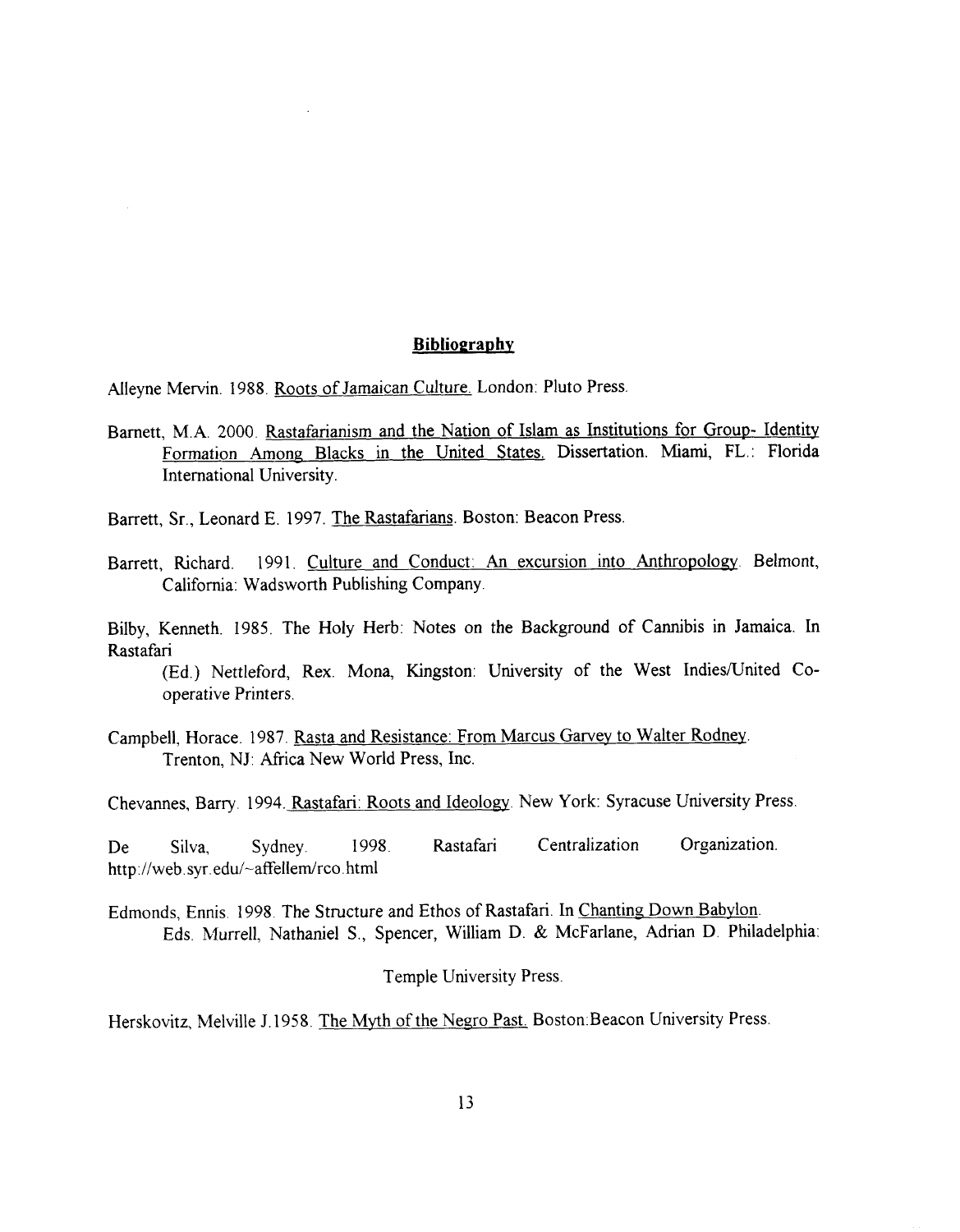**Bibliography**

Alleyne Mervin. 1988. Roots of Jamaican Culture. London: Pluto Press.

Barnett, M.A. 2000. Rastafarianism and the Nation of Islam as Institutions for Group- Identity Formation Among Blacks in the United States. Dissertation. Miami, FL.: Florida International University.

Barrett, Sr., Leonard E. 1997. The Rastafarians. Boston: Beacon Press.

Barrett, Richard. 1991. Culture and Conduct: An excursion into Anthropology. Belmont, California: Wadsworth Publishing Company.

Bilby, Kenneth. 1985. The Holy Herb: Notes on the Background of Cannibis in Jamaica. In Rastafari
(Ed.) Nettleford, Rex. Mona, Kingston: University of the West Indies/United Co-operative Printers.

Campbell, Horace. 1987. Rasta and Resistance: From Marcus Garvey to Walter Rodney. Trenton, NJ: Africa New World Press, Inc.

Chevannes, Barry. 1994. Rastafari: Roots and Ideology. New York: Syracuse University Press.

De Silva, Sydney. 1998. Rastafari Centralization Organization. http://web.syr.edu/~affellem/rco.html

Edmonds, Ennis. 1998. The Structure and Ethos of Rastafari. In Chanting Down Babylon. Eds. Murrell, Nathaniel S., Spencer, William D. & McFarlane, Adrian D. Philadelphia: Temple University Press.

Herskovitz, Melville J.1958. The Myth of the Negro Past. Boston:Beacon University Press.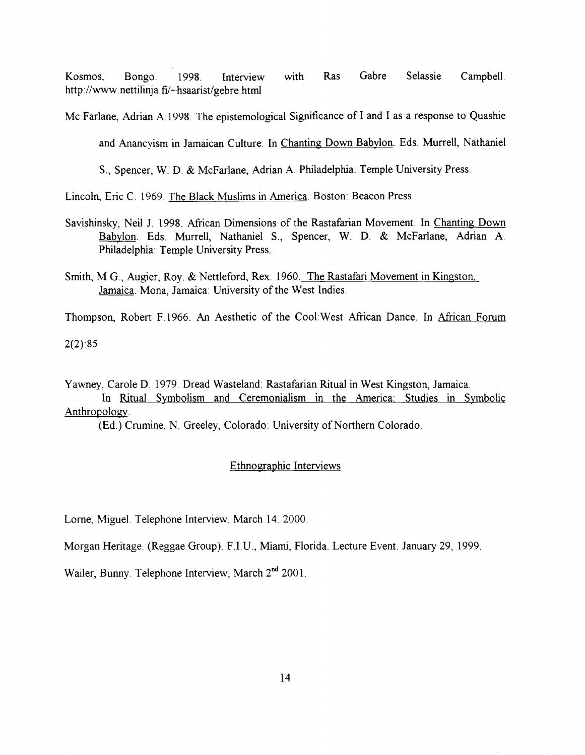Kosmos, Bongo. 1998. Interview with Ras Gabre Selassie Campbell. http://www.nettilinja.fi/~hsaarist/gebre.html

Mc Farlane, Adrian A.1998. The epistemological Significance of I and I as a response to Quashie and Anancyism in Jamaican Culture. In Chanting Down Babylon. Eds. Murrell, Nathaniel S., Spencer, W. D. & McFarlane, Adrian A. Philadelphia: Temple University Press.

Lincoln, Eric C. 1969. The Black Muslims in America. Boston: Beacon Press.

Savishinsky, Neil J. 1998. African Dimensions of the Rastafarian Movement. In Chanting Down Babylon. Eds. Murrell, Nathaniel S., Spencer, W. D. & McFarlane, Adrian A. Philadelphia: Temple University Press.

Smith, M.G., Augier, Roy. & Nettleford, Rex. 1960. The Rastafari Movement in Kingston, Jamaica. Mona, Jamaica: University of the West Indies.

Thompson, Robert F.1966. An Aesthetic of the Cool:West African Dance. In African Forum 2(2):85

Yawney, Carole D. 1979. Dread Wasteland: Rastafarian Ritual in West Kingston, Jamaica. In Ritual Symbolism and Ceremonialism in the America: Studies in Symbolic Anthropology. (Ed.) Crumine, N. Greeley, Colorado: University of Northern Colorado.

## Ethnographic Interviews

Lorne, Miguel. Telephone Interview, March 14. 2000.

Morgan Heritage. (Reggae Group). F.I.U., Miami, Florida. Lecture Event. January 29, 1999.

Wailer, Bunny. Telephone Interview, March 2nd 2001.